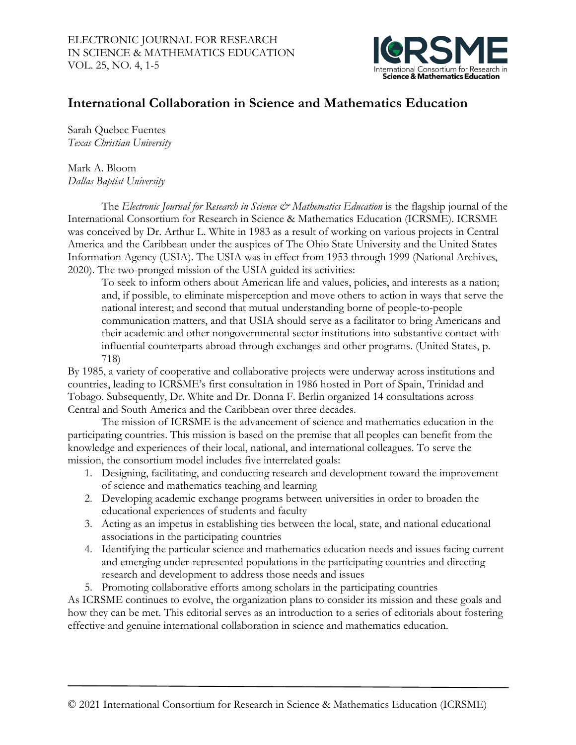# International Collaboration in Science and Mathematics Education

Sarah Quebec Fuentes
*Texas Christian University*

Mark A. Bloom
*Dallas Baptist University*

The *Electronic Journal for Research in Science & Mathematics Education* is the flagship journal of the International Consortium for Research in Science & Mathematics Education (ICRSME). ICRSME was conceived by Dr. Arthur L. White in 1983 as a result of working on various projects in Central America and the Caribbean under the auspices of The Ohio State University and the United States Information Agency (USIA). The USIA was in effect from 1953 through 1999 (National Archives, 2020). The two-pronged mission of the USIA guided its activities:

> To seek to inform others about American life and values, policies, and interests as a nation; and, if possible, to eliminate misperception and move others to action in ways that serve the national interest; and second that mutual understanding borne of people-to-people communication matters, and that USIA should serve as a facilitator to bring Americans and their academic and other nongovernmental sector institutions into substantive contact with influential counterparts abroad through exchanges and other programs. (United States, p. 718)

By 1985, a variety of cooperative and collaborative projects were underway across institutions and countries, leading to ICRSME's first consultation in 1986 hosted in Port of Spain, Trinidad and Tobago. Subsequently, Dr. White and Dr. Donna F. Berlin organized 14 consultations across Central and South America and the Caribbean over three decades.

The mission of ICRSME is the advancement of science and mathematics education in the participating countries. This mission is based on the premise that all peoples can benefit from the knowledge and experiences of their local, national, and international colleagues. To serve the mission, the consortium model includes five interrelated goals:

1. Designing, facilitating, and conducting research and development toward the improvement of science and mathematics teaching and learning
2. Developing academic exchange programs between universities in order to broaden the educational experiences of students and faculty
3. Acting as an impetus in establishing ties between the local, state, and national educational associations in the participating countries
4. Identifying the particular science and mathematics education needs and issues facing current and emerging under-represented populations in the participating countries and directing research and development to address those needs and issues
5. Promoting collaborative efforts among scholars in the participating countries

As ICRSME continues to evolve, the organization plans to consider its mission and these goals and how they can be met. This editorial serves as an introduction to a series of editorials about fostering effective and genuine international collaboration in science and mathematics education.

© 2021 International Consortium for Research in Science & Mathematics Education (ICRSME)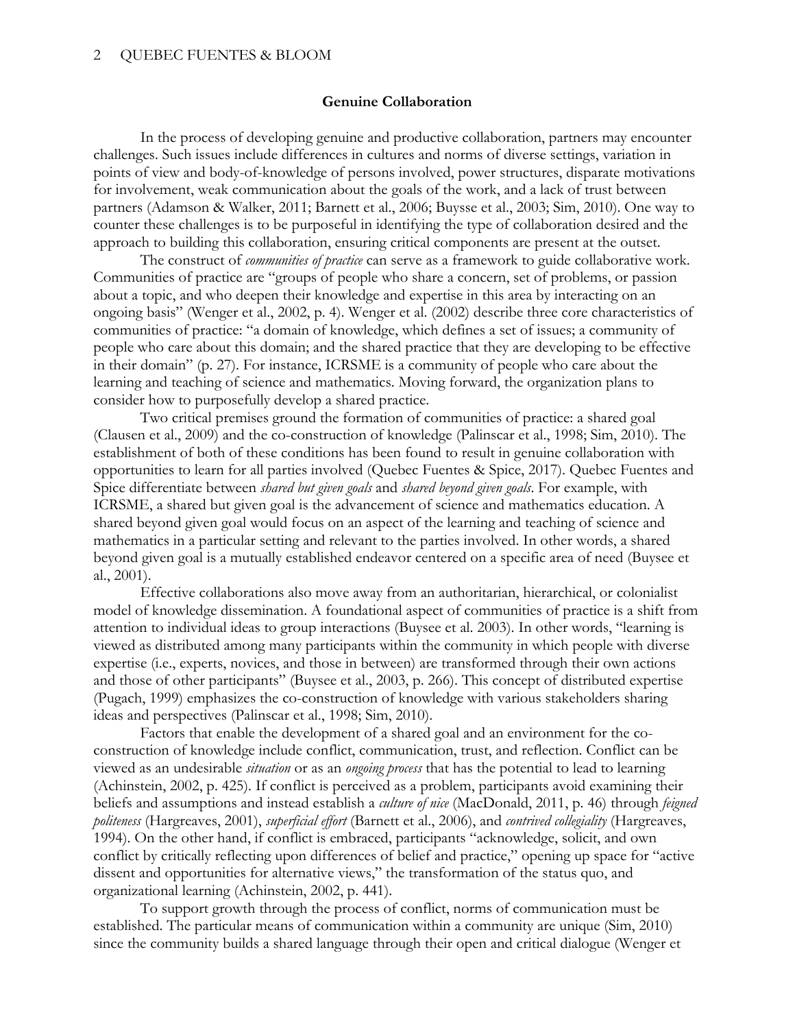## Genuine Collaboration

In the process of developing genuine and productive collaboration, partners may encounter challenges. Such issues include differences in cultures and norms of diverse settings, variation in points of view and body-of-knowledge of persons involved, power structures, disparate motivations for involvement, weak communication about the goals of the work, and a lack of trust between partners (Adamson & Walker, 2011; Barnett et al., 2006; Buysse et al., 2003; Sim, 2010). One way to counter these challenges is to be purposeful in identifying the type of collaboration desired and the approach to building this collaboration, ensuring critical components are present at the outset.

The construct of *communities of practice* can serve as a framework to guide collaborative work. Communities of practice are "groups of people who share a concern, set of problems, or passion about a topic, and who deepen their knowledge and expertise in this area by interacting on an ongoing basis" (Wenger et al., 2002, p. 4). Wenger et al. (2002) describe three core characteristics of communities of practice: "a domain of knowledge, which defines a set of issues; a community of people who care about this domain; and the shared practice that they are developing to be effective in their domain" (p. 27). For instance, ICRSME is a community of people who care about the learning and teaching of science and mathematics. Moving forward, the organization plans to consider how to purposefully develop a shared practice.

Two critical premises ground the formation of communities of practice: a shared goal (Clausen et al., 2009) and the co-construction of knowledge (Palinscar et al., 1998; Sim, 2010). The establishment of both of these conditions has been found to result in genuine collaboration with opportunities to learn for all parties involved (Quebec Fuentes & Spice, 2017). Quebec Fuentes and Spice differentiate between *shared but given goals* and *shared beyond given goals*. For example, with ICRSME, a shared but given goal is the advancement of science and mathematics education. A shared beyond given goal would focus on an aspect of the learning and teaching of science and mathematics in a particular setting and relevant to the parties involved. In other words, a shared beyond given goal is a mutually established endeavor centered on a specific area of need (Buysee et al., 2001).

Effective collaborations also move away from an authoritarian, hierarchical, or colonialist model of knowledge dissemination. A foundational aspect of communities of practice is a shift from attention to individual ideas to group interactions (Buysee et al. 2003). In other words, "learning is viewed as distributed among many participants within the community in which people with diverse expertise (i.e., experts, novices, and those in between) are transformed through their own actions and those of other participants" (Buysee et al., 2003, p. 266). This concept of distributed expertise (Pugach, 1999) emphasizes the co-construction of knowledge with various stakeholders sharing ideas and perspectives (Palinscar et al., 1998; Sim, 2010).

Factors that enable the development of a shared goal and an environment for the co-construction of knowledge include conflict, communication, trust, and reflection. Conflict can be viewed as an undesirable *situation* or as an *ongoing process* that has the potential to lead to learning (Achinstein, 2002, p. 425). If conflict is perceived as a problem, participants avoid examining their beliefs and assumptions and instead establish a *culture of nice* (MacDonald, 2011, p. 46) through *feigned politeness* (Hargreaves, 2001), *superficial effort* (Barnett et al., 2006), and *contrived collegiality* (Hargreaves, 1994). On the other hand, if conflict is embraced, participants "acknowledge, solicit, and own conflict by critically reflecting upon differences of belief and practice," opening up space for "active dissent and opportunities for alternative views," the transformation of the status quo, and organizational learning (Achinstein, 2002, p. 441).

To support growth through the process of conflict, norms of communication must be established. The particular means of communication within a community are unique (Sim, 2010) since the community builds a shared language through their open and critical dialogue (Wenger et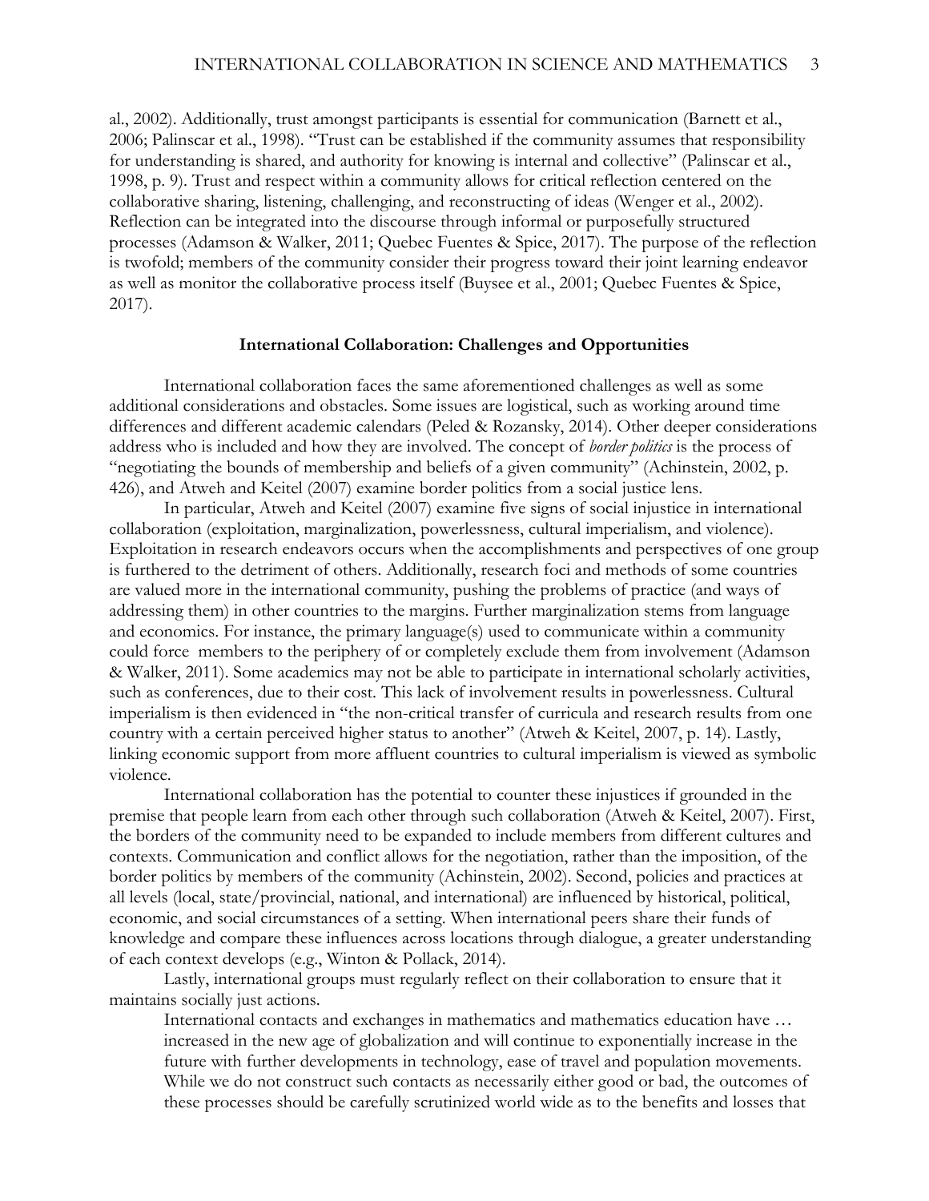al., 2002). Additionally, trust amongst participants is essential for communication (Barnett et al., 2006; Palinscar et al., 1998). "Trust can be established if the community assumes that responsibility for understanding is shared, and authority for knowing is internal and collective" (Palinscar et al., 1998, p. 9). Trust and respect within a community allows for critical reflection centered on the collaborative sharing, listening, challenging, and reconstructing of ideas (Wenger et al., 2002). Reflection can be integrated into the discourse through informal or purposefully structured processes (Adamson & Walker, 2011; Quebec Fuentes & Spice, 2017). The purpose of the reflection is twofold; members of the community consider their progress toward their joint learning endeavor as well as monitor the collaborative process itself (Buysee et al., 2001; Quebec Fuentes & Spice, 2017).

## International Collaboration: Challenges and Opportunities

International collaboration faces the same aforementioned challenges as well as some additional considerations and obstacles. Some issues are logistical, such as working around time differences and different academic calendars (Peled & Rozansky, 2014). Other deeper considerations address who is included and how they are involved. The concept of *border politics* is the process of "negotiating the bounds of membership and beliefs of a given community" (Achinstein, 2002, p. 426), and Atweh and Keitel (2007) examine border politics from a social justice lens.

In particular, Atweh and Keitel (2007) examine five signs of social injustice in international collaboration (exploitation, marginalization, powerlessness, cultural imperialism, and violence). Exploitation in research endeavors occurs when the accomplishments and perspectives of one group is furthered to the detriment of others. Additionally, research foci and methods of some countries are valued more in the international community, pushing the problems of practice (and ways of addressing them) in other countries to the margins. Further marginalization stems from language and economics. For instance, the primary language(s) used to communicate within a community could force members to the periphery of or completely exclude them from involvement (Adamson & Walker, 2011). Some academics may not be able to participate in international scholarly activities, such as conferences, due to their cost. This lack of involvement results in powerlessness. Cultural imperialism is then evidenced in "the non-critical transfer of curricula and research results from one country with a certain perceived higher status to another" (Atweh & Keitel, 2007, p. 14). Lastly, linking economic support from more affluent countries to cultural imperialism is viewed as symbolic violence.

International collaboration has the potential to counter these injustices if grounded in the premise that people learn from each other through such collaboration (Atweh & Keitel, 2007). First, the borders of the community need to be expanded to include members from different cultures and contexts. Communication and conflict allows for the negotiation, rather than the imposition, of the border politics by members of the community (Achinstein, 2002). Second, policies and practices at all levels (local, state/provincial, national, and international) are influenced by historical, political, economic, and social circumstances of a setting. When international peers share their funds of knowledge and compare these influences across locations through dialogue, a greater understanding of each context develops (e.g., Winton & Pollack, 2014).

Lastly, international groups must regularly reflect on their collaboration to ensure that it maintains socially just actions.

> International contacts and exchanges in mathematics and mathematics education have … increased in the new age of globalization and will continue to exponentially increase in the future with further developments in technology, ease of travel and population movements. While we do not construct such contacts as necessarily either good or bad, the outcomes of these processes should be carefully scrutinized world wide as to the benefits and losses that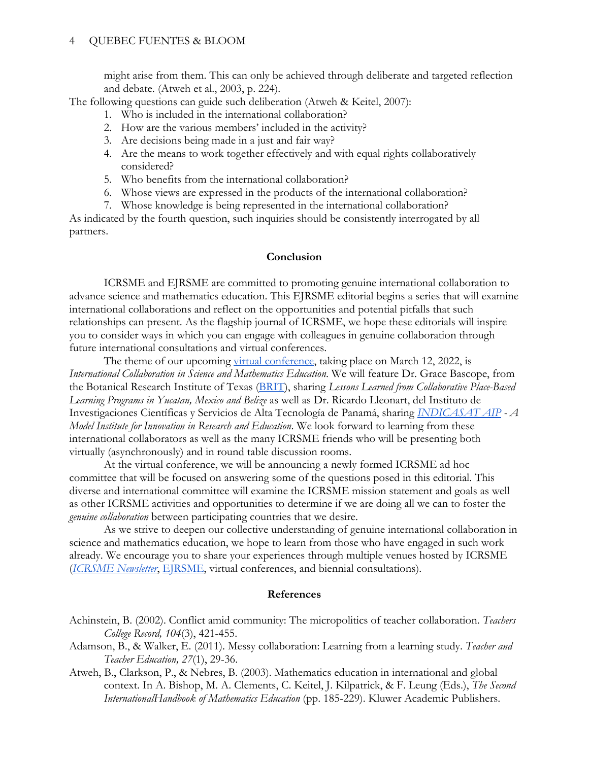might arise from them. This can only be achieved through deliberate and targeted reflection and debate. (Atweh et al., 2003, p. 224).

The following questions can guide such deliberation (Atweh & Keitel, 2007):

1. Who is included in the international collaboration?
2. How are the various members' included in the activity?
3. Are decisions being made in a just and fair way?
4. Are the means to work together effectively and with equal rights collaboratively considered?
5. Who benefits from the international collaboration?
6. Whose views are expressed in the products of the international collaboration?
7. Whose knowledge is being represented in the international collaboration?

As indicated by the fourth question, such inquiries should be consistently interrogated by all partners.

## Conclusion

ICRSME and EJRSME are committed to promoting genuine international collaboration to advance science and mathematics education. This EJRSME editorial begins a series that will examine international collaborations and reflect on the opportunities and potential pitfalls that such relationships can present. As the flagship journal of ICRSME, we hope these editorials will inspire you to consider ways in which you can engage with colleagues in genuine collaboration through future international consultations and virtual conferences.

The theme of our upcoming virtual conference, taking place on March 12, 2022, is *International Collaboration in Science and Mathematics Education.* We will feature Dr. Grace Bascope, from the Botanical Research Institute of Texas (BRIT), sharing *Lessons Learned from Collaborative Place-Based Learning Programs in Yucatan, Mexico and Belize* as well as Dr. Ricardo Lleonart, del Instituto de Investigaciones Científicas y Servicios de Alta Tecnología de Panamá, sharing *INDICASAT AIP - A Model Institute for Innovation in Research and Education*. We look forward to learning from these international collaborators as well as the many ICRSME friends who will be presenting both virtually (asynchronously) and in round table discussion rooms.

At the virtual conference, we will be announcing a newly formed ICRSME ad hoc committee that will be focused on answering some of the questions posed in this editorial. This diverse and international committee will examine the ICRSME mission statement and goals as well as other ICRSME activities and opportunities to determine if we are doing all we can to foster the *genuine collaboration* between participating countries that we desire.

As we strive to deepen our collective understanding of genuine international collaboration in science and mathematics education, we hope to learn from those who have engaged in such work already. We encourage you to share your experiences through multiple venues hosted by ICRSME (*ICRSME Newsletter*, EJRSME, virtual conferences, and biennial consultations).

## References

Achinstein, B. (2002). Conflict amid community: The micropolitics of teacher collaboration. *Teachers College Record, 104*(3), 421-455.

Adamson, B., & Walker, E. (2011). Messy collaboration: Learning from a learning study. *Teacher and Teacher Education, 27*(1), 29-36.

Atweh, B., Clarkson, P., & Nebres, B. (2003). Mathematics education in international and global context. In A. Bishop, M. A. Clements, C. Keitel, J. Kilpatrick, & F. Leung (Eds.), *The Second InternationalHandbook of Mathematics Education* (pp. 185-229). Kluwer Academic Publishers.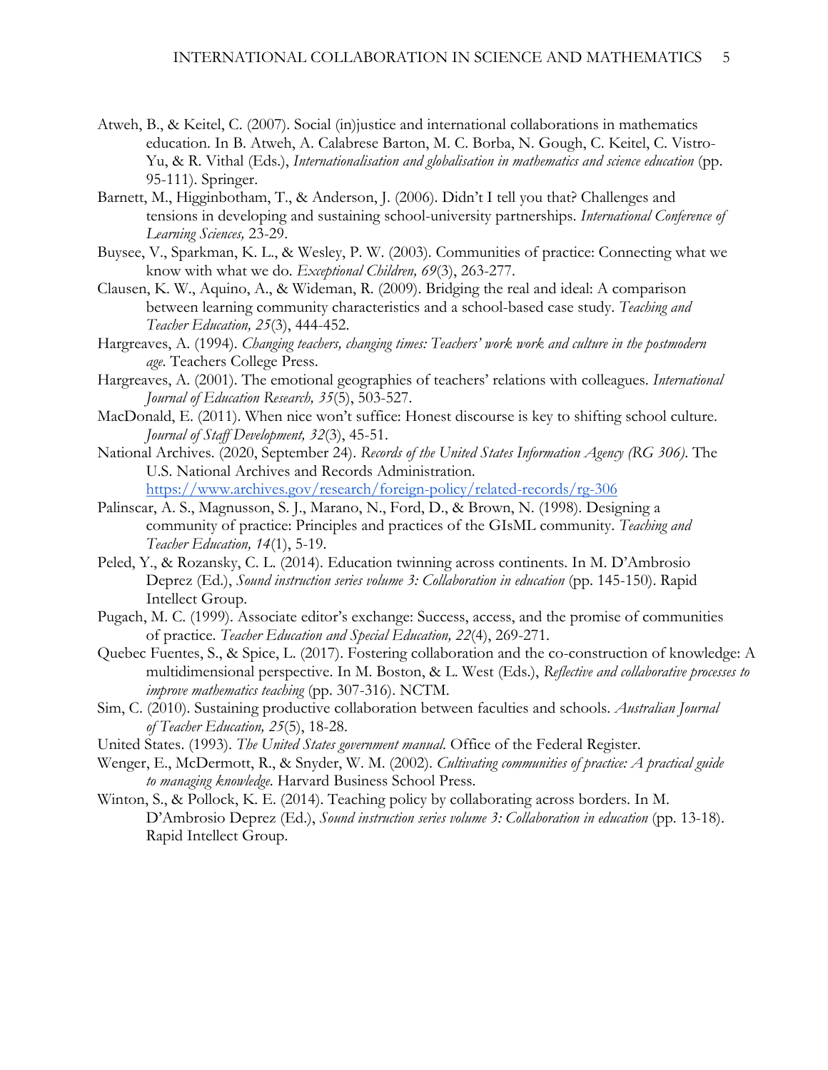Atweh, B., & Keitel, C. (2007). Social (in)justice and international collaborations in mathematics education. In B. Atweh, A. Calabrese Barton, M. C. Borba, N. Gough, C. Keitel, C. Vistro-Yu, & R. Vithal (Eds.), *Internationalisation and globalisation in mathematics and science education* (pp. 95-111). Springer.

Barnett, M., Higginbotham, T., & Anderson, J. (2006). Didn't I tell you that? Challenges and tensions in developing and sustaining school-university partnerships. *International Conference of Learning Sciences,* 23-29.

Buysee, V., Sparkman, K. L., & Wesley, P. W. (2003). Communities of practice: Connecting what we know with what we do. *Exceptional Children, 69*(3), 263-277.

Clausen, K. W., Aquino, A., & Wideman, R. (2009). Bridging the real and ideal: A comparison between learning community characteristics and a school-based case study. *Teaching and Teacher Education, 25*(3), 444-452.

Hargreaves, A. (1994). *Changing teachers, changing times: Teachers' work work and culture in the postmodern age.* Teachers College Press.

Hargreaves, A. (2001). The emotional geographies of teachers' relations with colleagues. *International Journal of Education Research, 35*(5), 503-527.

MacDonald, E. (2011). When nice won't suffice: Honest discourse is key to shifting school culture. *Journal of Staff Development, 32*(3), 45-51.

National Archives. (2020, September 24). *Records of the United States Information Agency (RG 306).* The U.S. National Archives and Records Administration. https://www.archives.gov/research/foreign-policy/related-records/rg-306

Palinscar, A. S., Magnusson, S. J., Marano, N., Ford, D., & Brown, N. (1998). Designing a community of practice: Principles and practices of the GIsML community. *Teaching and Teacher Education, 14*(1), 5-19.

Peled, Y., & Rozansky, C. L. (2014). Education twinning across continents. In M. D'Ambrosio Deprez (Ed.), *Sound instruction series volume 3: Collaboration in education* (pp. 145-150). Rapid Intellect Group.

Pugach, M. C. (1999). Associate editor's exchange: Success, access, and the promise of communities of practice. *Teacher Education and Special Education, 22*(4), 269-271.

Quebec Fuentes, S., & Spice, L. (2017). Fostering collaboration and the co-construction of knowledge: A multidimensional perspective. In M. Boston, & L. West (Eds.), *Reflective and collaborative processes to improve mathematics teaching* (pp. 307-316). NCTM.

Sim, C. (2010). Sustaining productive collaboration between faculties and schools. *Australian Journal of Teacher Education, 25*(5), 18-28.

United States. (1993). *The United States government manual.* Office of the Federal Register.

Wenger, E., McDermott, R., & Snyder, W. M. (2002). *Cultivating communities of practice: A practical guide to managing knowledge.* Harvard Business School Press.

Winton, S., & Pollock, K. E. (2014). Teaching policy by collaborating across borders. In M. D'Ambrosio Deprez (Ed.), *Sound instruction series volume 3: Collaboration in education* (pp. 13-18). Rapid Intellect Group.